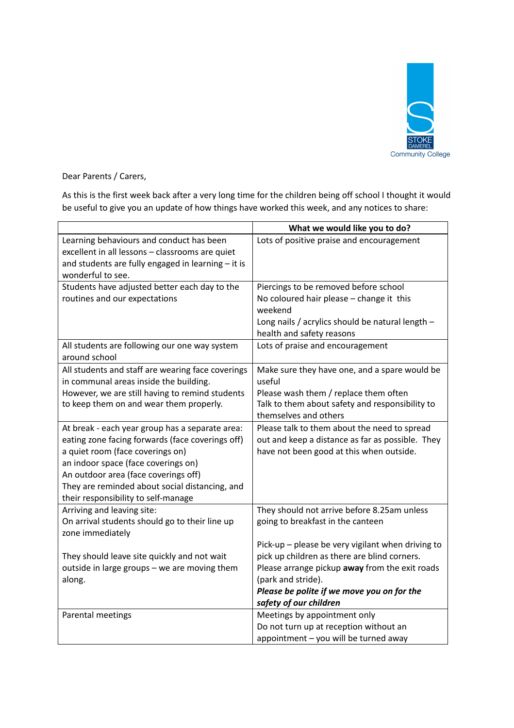STOKE DAMEREL Community College

Dear Parents / Carers,

As this is the first week back after a very long time for the children being off school I thought it would be useful to give you an update of how things have worked this week, and any notices to share:

| | What we would like you to do? |
|---|---|
| Learning behaviours and conduct has been excellent in all lessons – classrooms are quiet and students are fully engaged in learning – it is wonderful to see. | Lots of positive praise and encouragement |
| Students have adjusted better each day to the routines and our expectations | Piercings to be removed before school<br>No coloured hair please – change it this weekend<br>Long nails / acrylics should be natural length – health and safety reasons |
| All students are following our one way system around school | Lots of praise and encouragement |
| All students and staff are wearing face coverings in communal areas inside the building.<br>However, we are still having to remind students to keep them on and wear them properly. | Make sure they have one, and a spare would be useful<br>Please wash them / replace them often<br>Talk to them about safety and responsibility to themselves and others |
| At break - each year group has a separate area:<br>eating zone facing forwards (face coverings off)<br>a quiet room (face coverings on)<br>an indoor space (face coverings on)<br>An outdoor area (face coverings off)<br>They are reminded about social distancing, and their responsibility to self-manage | Please talk to them about the need to spread out and keep a distance as far as possible. They have not been good at this when outside. |
| Arriving and leaving site:<br>On arrival students should go to their line up zone immediately<br><br>They should leave site quickly and not wait outside in large groups – we are moving them along. | They should not arrive before 8.25am unless going to breakfast in the canteen<br><br>Pick-up – please be very vigilant when driving to pick up children as there are blind corners.<br>Please arrange pickup **away** from the exit roads (park and stride).<br>***Please be polite if we move you on for the safety of our children*** |
| Parental meetings | Meetings by appointment only<br>Do not turn up at reception without an appointment – you will be turned away |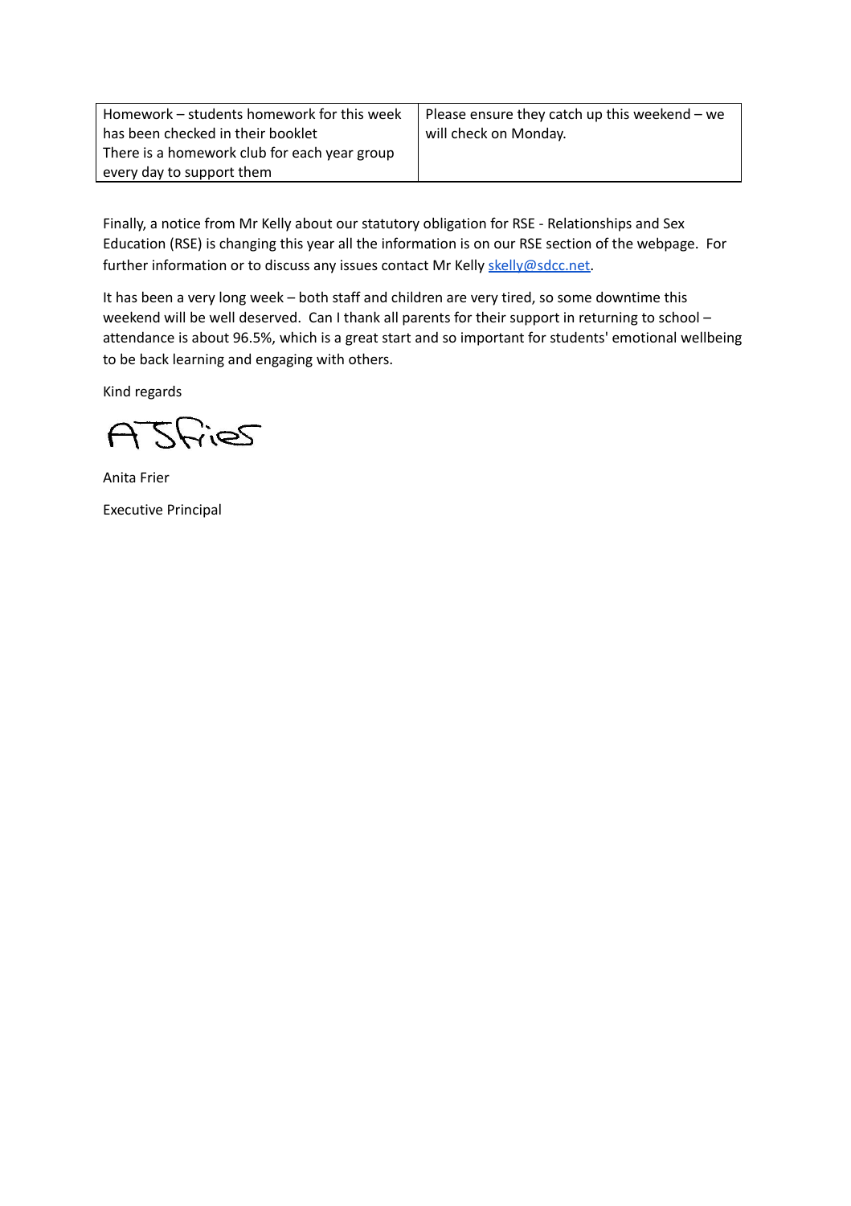| | |
|---|---|
| Homework – students homework for this week has been checked in their booklet<br>There is a homework club for each year group every day to support them | Please ensure they catch up this weekend – we will check on Monday. |

Finally, a notice from Mr Kelly about our statutory obligation for RSE - Relationships and Sex Education (RSE) is changing this year all the information is on our RSE section of the webpage. For further information or to discuss any issues contact Mr Kelly skelly@sdcc.net.

It has been a very long week – both staff and children are very tired, so some downtime this weekend will be well deserved. Can I thank all parents for their support in returning to school – attendance is about 96.5%, which is a great start and so important for students' emotional wellbeing to be back learning and engaging with others.

Kind regards

A Frier

Anita Frier

Executive Principal